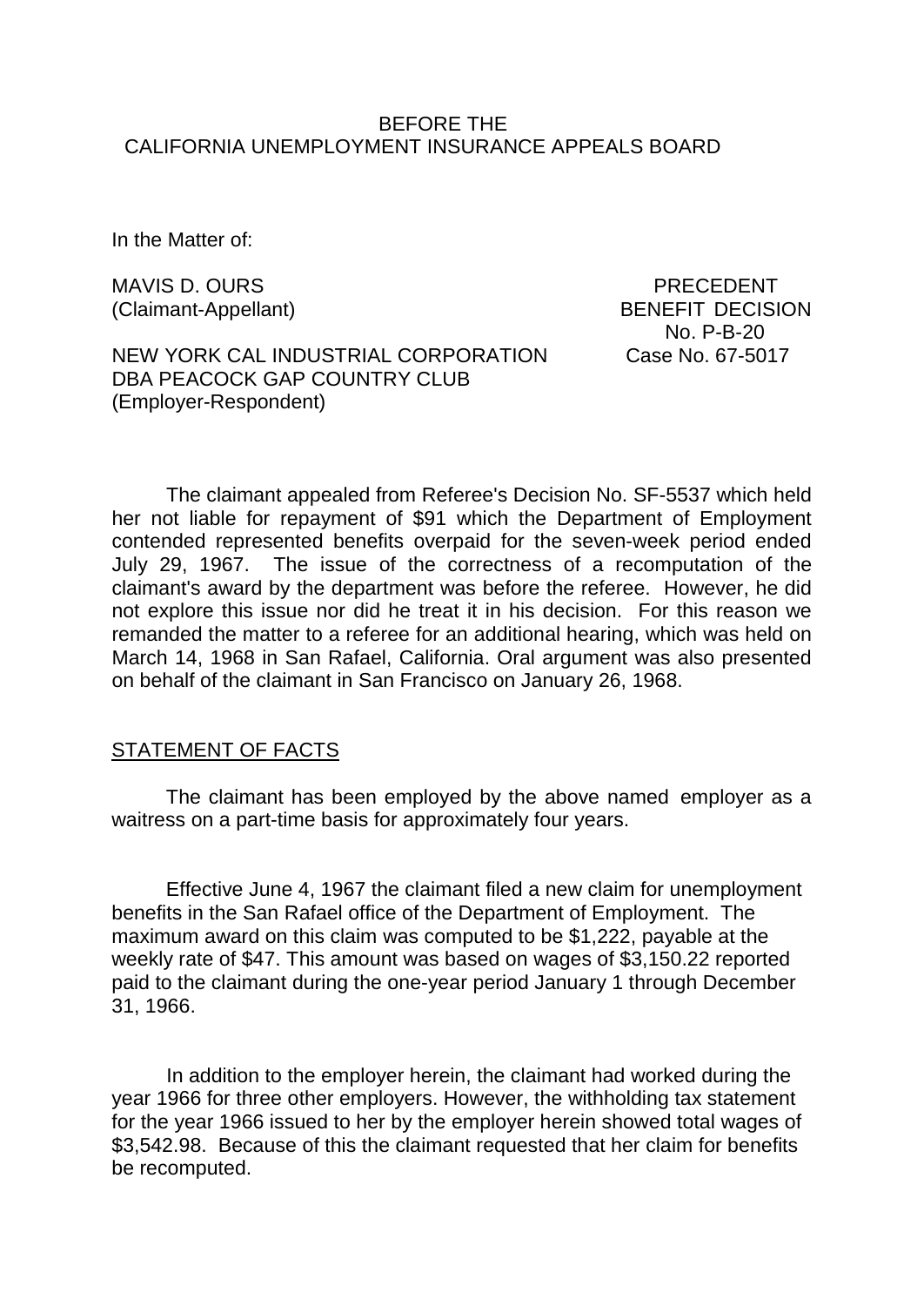BEFORE THE
CALIFORNIA UNEMPLOYMENT INSURANCE APPEALS BOARD

In the Matter of:

MAVIS D. OURS
(Claimant-Appellant)

NEW YORK CAL INDUSTRIAL CORPORATION
DBA PEACOCK GAP COUNTRY CLUB
(Employer-Respondent)

PRECEDENT
BENEFIT DECISION
No. P-B-20
Case No. 67-5017

The claimant appealed from Referee's Decision No. SF-5537 which held her not liable for repayment of $91 which the Department of Employment contended represented benefits overpaid for the seven-week period ended July 29, 1967. The issue of the correctness of a recomputation of the claimant's award by the department was before the referee. However, he did not explore this issue nor did he treat it in his decision. For this reason we remanded the matter to a referee for an additional hearing, which was held on March 14, 1968 in San Rafael, California. Oral argument was also presented on behalf of the claimant in San Francisco on January 26, 1968.

## STATEMENT OF FACTS

The claimant has been employed by the above named employer as a waitress on a part-time basis for approximately four years.

Effective June 4, 1967 the claimant filed a new claim for unemployment benefits in the San Rafael office of the Department of Employment. The maximum award on this claim was computed to be $1,222, payable at the weekly rate of $47. This amount was based on wages of $3,150.22 reported paid to the claimant during the one-year period January 1 through December 31, 1966.

In addition to the employer herein, the claimant had worked during the year 1966 for three other employers. However, the withholding tax statement for the year 1966 issued to her by the employer herein showed total wages of $3,542.98. Because of this the claimant requested that her claim for benefits be recomputed.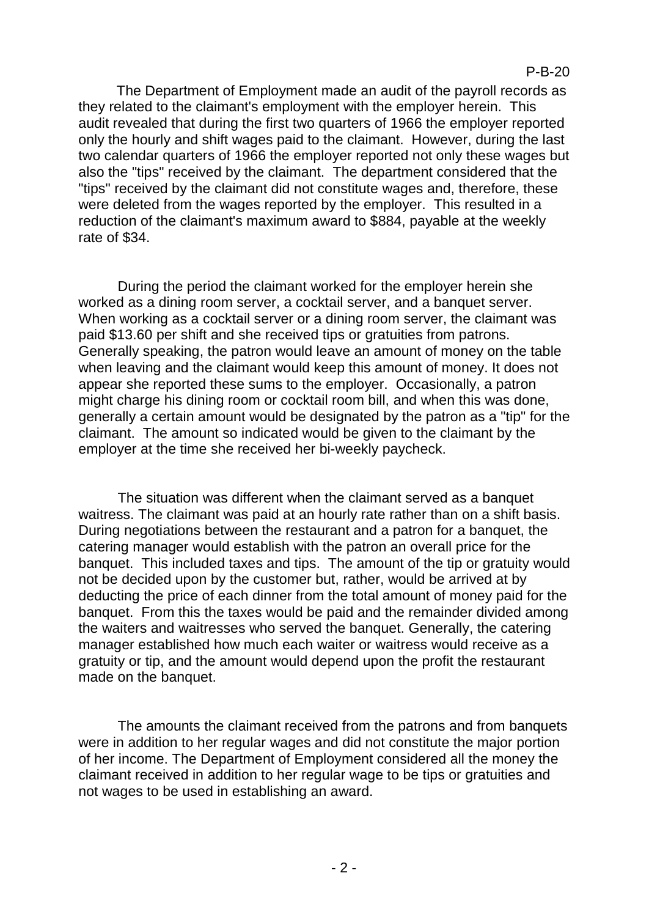The Department of Employment made an audit of the payroll records as they related to the claimant's employment with the employer herein. This audit revealed that during the first two quarters of 1966 the employer reported only the hourly and shift wages paid to the claimant. However, during the last two calendar quarters of 1966 the employer reported not only these wages but also the "tips" received by the claimant. The department considered that the "tips" received by the claimant did not constitute wages and, therefore, these were deleted from the wages reported by the employer. This resulted in a reduction of the claimant's maximum award to $884, payable at the weekly rate of $34.

During the period the claimant worked for the employer herein she worked as a dining room server, a cocktail server, and a banquet server. When working as a cocktail server or a dining room server, the claimant was paid $13.60 per shift and she received tips or gratuities from patrons. Generally speaking, the patron would leave an amount of money on the table when leaving and the claimant would keep this amount of money. It does not appear she reported these sums to the employer. Occasionally, a patron might charge his dining room or cocktail room bill, and when this was done, generally a certain amount would be designated by the patron as a "tip" for the claimant. The amount so indicated would be given to the claimant by the employer at the time she received her bi-weekly paycheck.

The situation was different when the claimant served as a banquet waitress. The claimant was paid at an hourly rate rather than on a shift basis. During negotiations between the restaurant and a patron for a banquet, the catering manager would establish with the patron an overall price for the banquet. This included taxes and tips. The amount of the tip or gratuity would not be decided upon by the customer but, rather, would be arrived at by deducting the price of each dinner from the total amount of money paid for the banquet. From this the taxes would be paid and the remainder divided among the waiters and waitresses who served the banquet. Generally, the catering manager established how much each waiter or waitress would receive as a gratuity or tip, and the amount would depend upon the profit the restaurant made on the banquet.

The amounts the claimant received from the patrons and from banquets were in addition to her regular wages and did not constitute the major portion of her income. The Department of Employment considered all the money the claimant received in addition to her regular wage to be tips or gratuities and not wages to be used in establishing an award.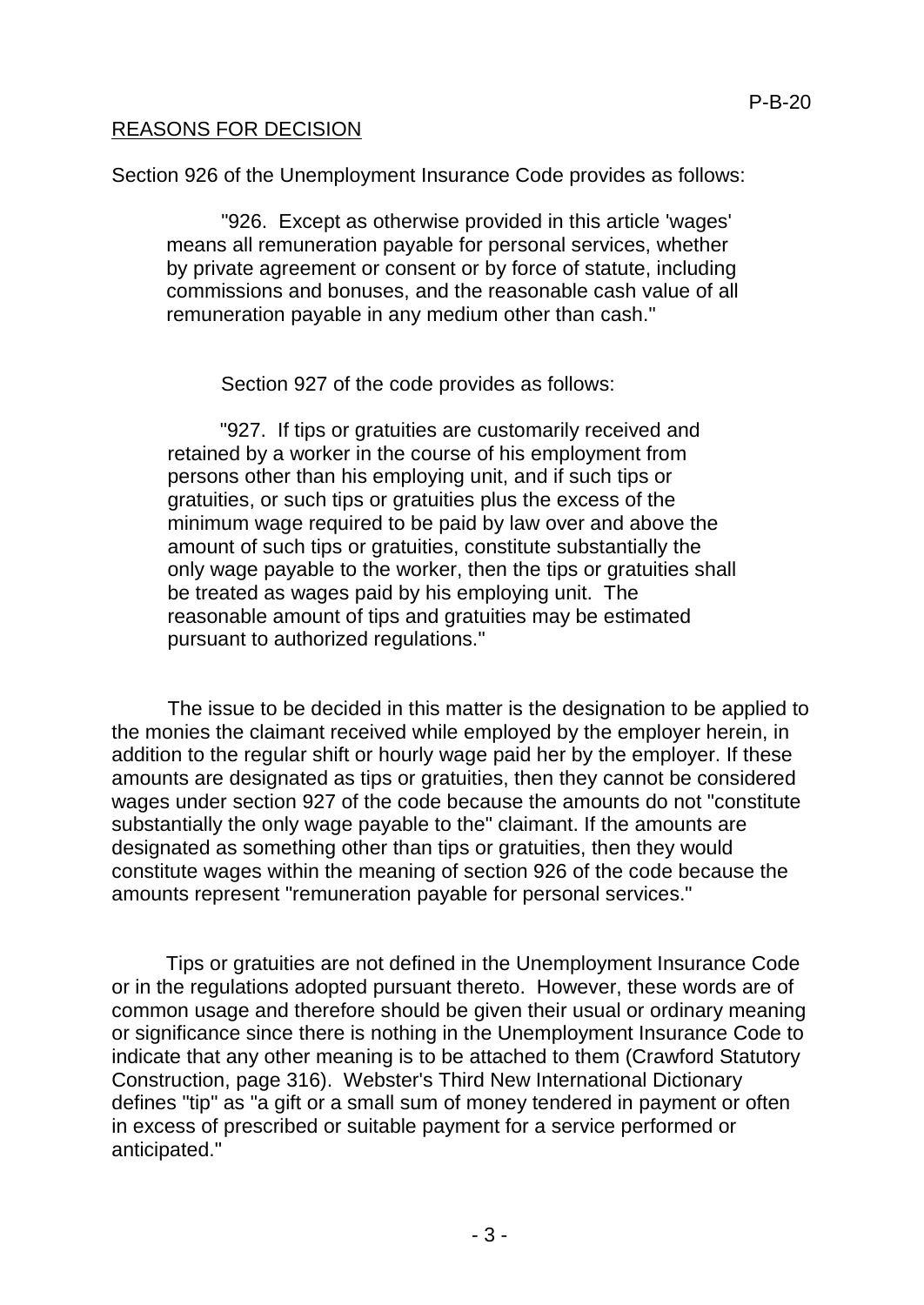## REASONS FOR DECISION

Section 926 of the Unemployment Insurance Code provides as follows:

> "926. Except as otherwise provided in this article 'wages' means all remuneration payable for personal services, whether by private agreement or consent or by force of statute, including commissions and bonuses, and the reasonable cash value of all remuneration payable in any medium other than cash."

Section 927 of the code provides as follows:

> "927. If tips or gratuities are customarily received and retained by a worker in the course of his employment from persons other than his employing unit, and if such tips or gratuities, or such tips or gratuities plus the excess of the minimum wage required to be paid by law over and above the amount of such tips or gratuities, constitute substantially the only wage payable to the worker, then the tips or gratuities shall be treated as wages paid by his employing unit. The reasonable amount of tips and gratuities may be estimated pursuant to authorized regulations."

The issue to be decided in this matter is the designation to be applied to the monies the claimant received while employed by the employer herein, in addition to the regular shift or hourly wage paid her by the employer. If these amounts are designated as tips or gratuities, then they cannot be considered wages under section 927 of the code because the amounts do not "constitute substantially the only wage payable to the" claimant. If the amounts are designated as something other than tips or gratuities, then they would constitute wages within the meaning of section 926 of the code because the amounts represent "remuneration payable for personal services."

Tips or gratuities are not defined in the Unemployment Insurance Code or in the regulations adopted pursuant thereto. However, these words are of common usage and therefore should be given their usual or ordinary meaning or significance since there is nothing in the Unemployment Insurance Code to indicate that any other meaning is to be attached to them (Crawford Statutory Construction, page 316). Webster's Third New International Dictionary defines "tip" as "a gift or a small sum of money tendered in payment or often in excess of prescribed or suitable payment for a service performed or anticipated."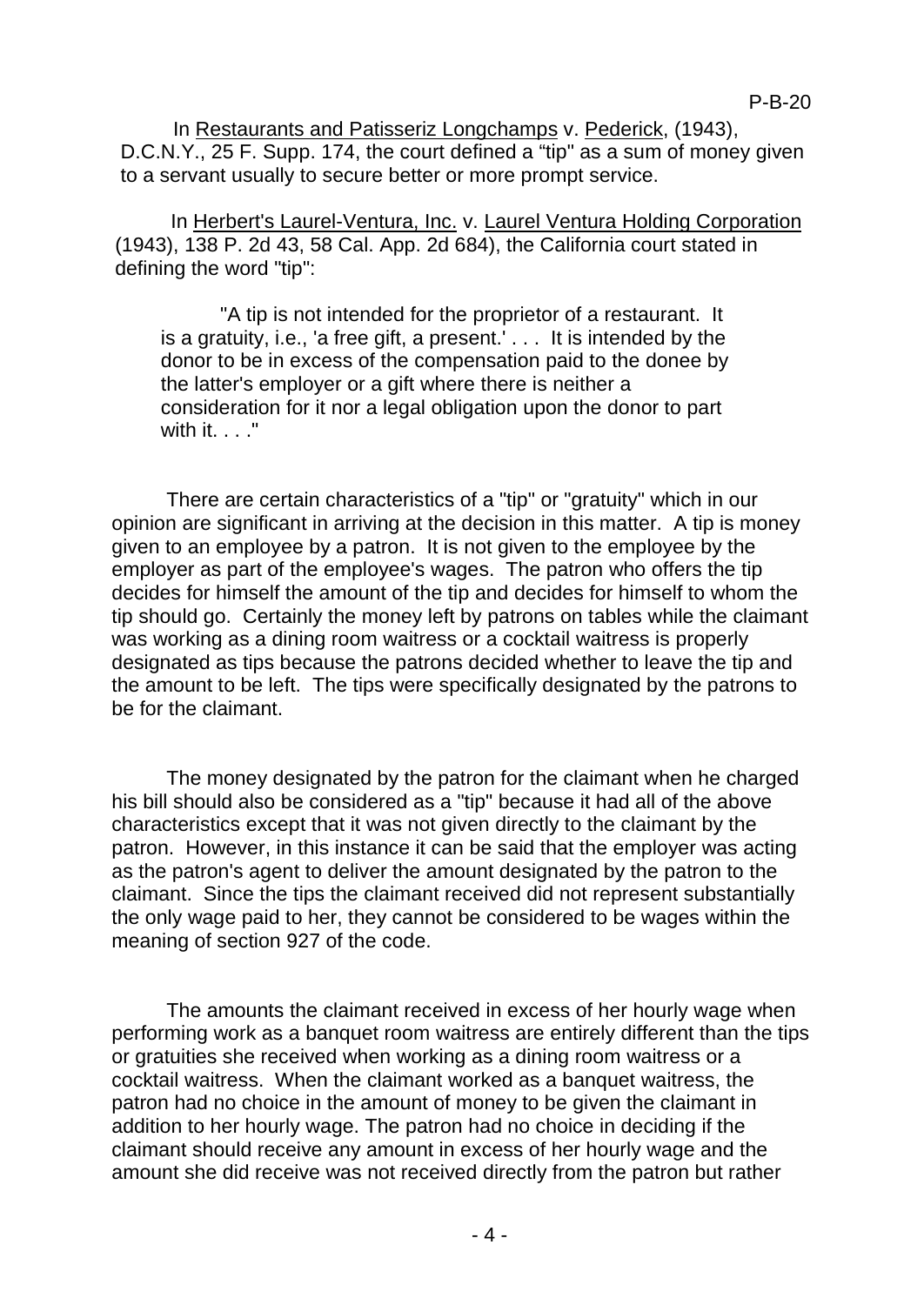In Restaurants and Patisseriz Longchamps v. Pederick, (1943), D.C.N.Y., 25 F. Supp. 174, the court defined a "tip" as a sum of money given to a servant usually to secure better or more prompt service.

In Herbert's Laurel-Ventura, Inc. v. Laurel Ventura Holding Corporation (1943), 138 P. 2d 43, 58 Cal. App. 2d 684), the California court stated in defining the word "tip":

> "A tip is not intended for the proprietor of a restaurant. It is a gratuity, i.e., 'a free gift, a present.' . . . It is intended by the donor to be in excess of the compensation paid to the donee by the latter's employer or a gift where there is neither a consideration for it nor a legal obligation upon the donor to part with it. . . ."

There are certain characteristics of a "tip" or "gratuity" which in our opinion are significant in arriving at the decision in this matter. A tip is money given to an employee by a patron. It is not given to the employee by the employer as part of the employee's wages. The patron who offers the tip decides for himself the amount of the tip and decides for himself to whom the tip should go. Certainly the money left by patrons on tables while the claimant was working as a dining room waitress or a cocktail waitress is properly designated as tips because the patrons decided whether to leave the tip and the amount to be left. The tips were specifically designated by the patrons to be for the claimant.

The money designated by the patron for the claimant when he charged his bill should also be considered as a "tip" because it had all of the above characteristics except that it was not given directly to the claimant by the patron. However, in this instance it can be said that the employer was acting as the patron's agent to deliver the amount designated by the patron to the claimant. Since the tips the claimant received did not represent substantially the only wage paid to her, they cannot be considered to be wages within the meaning of section 927 of the code.

The amounts the claimant received in excess of her hourly wage when performing work as a banquet room waitress are entirely different than the tips or gratuities she received when working as a dining room waitress or a cocktail waitress. When the claimant worked as a banquet waitress, the patron had no choice in the amount of money to be given the claimant in addition to her hourly wage. The patron had no choice in deciding if the claimant should receive any amount in excess of her hourly wage and the amount she did receive was not received directly from the patron but rather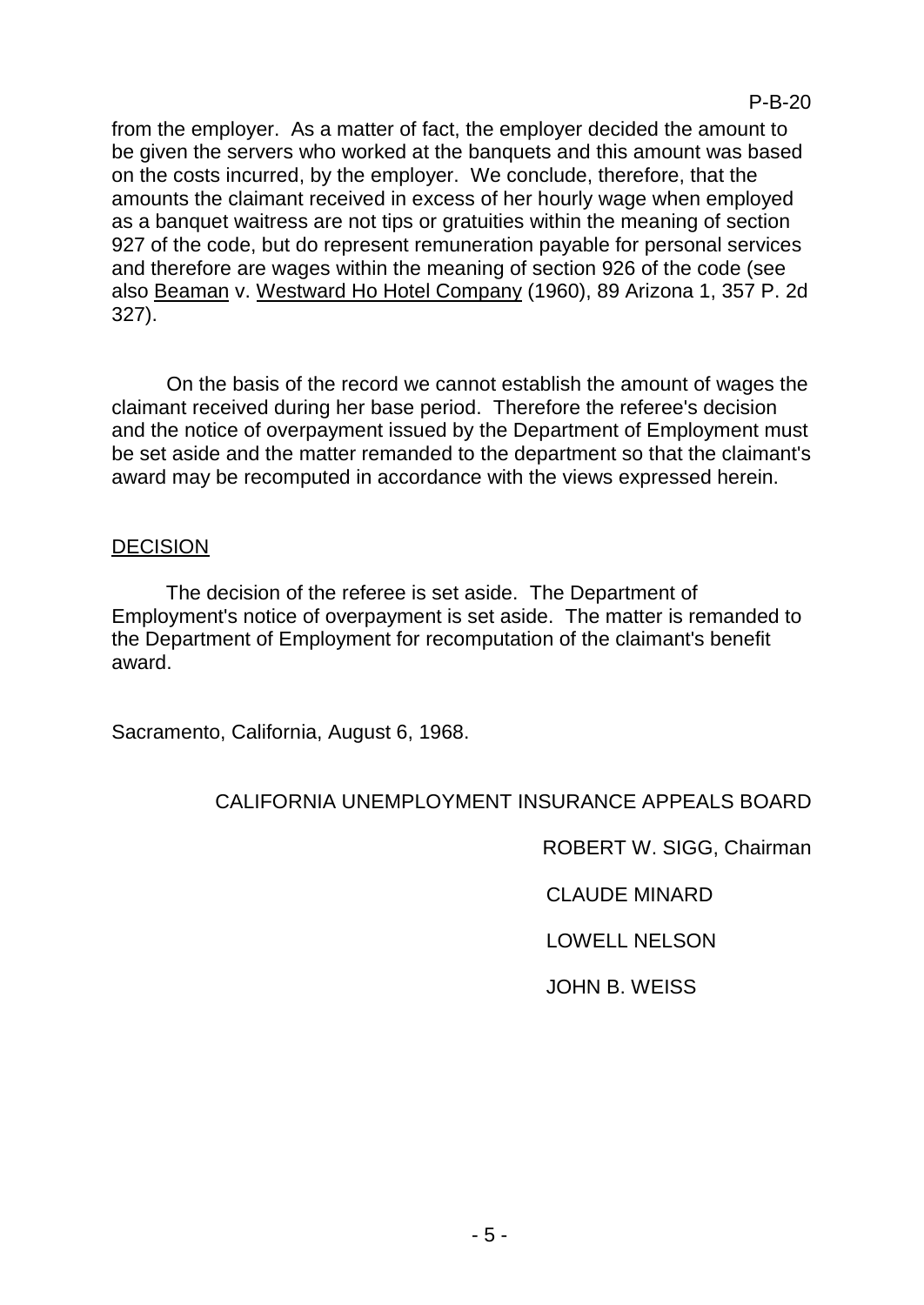from the employer. As a matter of fact, the employer decided the amount to be given the servers who worked at the banquets and this amount was based on the costs incurred, by the employer. We conclude, therefore, that the amounts the claimant received in excess of her hourly wage when employed as a banquet waitress are not tips or gratuities within the meaning of section 927 of the code, but do represent remuneration payable for personal services and therefore are wages within the meaning of section 926 of the code (see also Beaman v. Westward Ho Hotel Company (1960), 89 Arizona 1, 357 P. 2d 327).

On the basis of the record we cannot establish the amount of wages the claimant received during her base period. Therefore the referee's decision and the notice of overpayment issued by the Department of Employment must be set aside and the matter remanded to the department so that the claimant's award may be recomputed in accordance with the views expressed herein.

## DECISION

The decision of the referee is set aside. The Department of Employment's notice of overpayment is set aside. The matter is remanded to the Department of Employment for recomputation of the claimant's benefit award.

Sacramento, California, August 6, 1968.

CALIFORNIA UNEMPLOYMENT INSURANCE APPEALS BOARD

ROBERT W. SIGG, Chairman

CLAUDE MINARD

LOWELL NELSON

JOHN B. WEISS